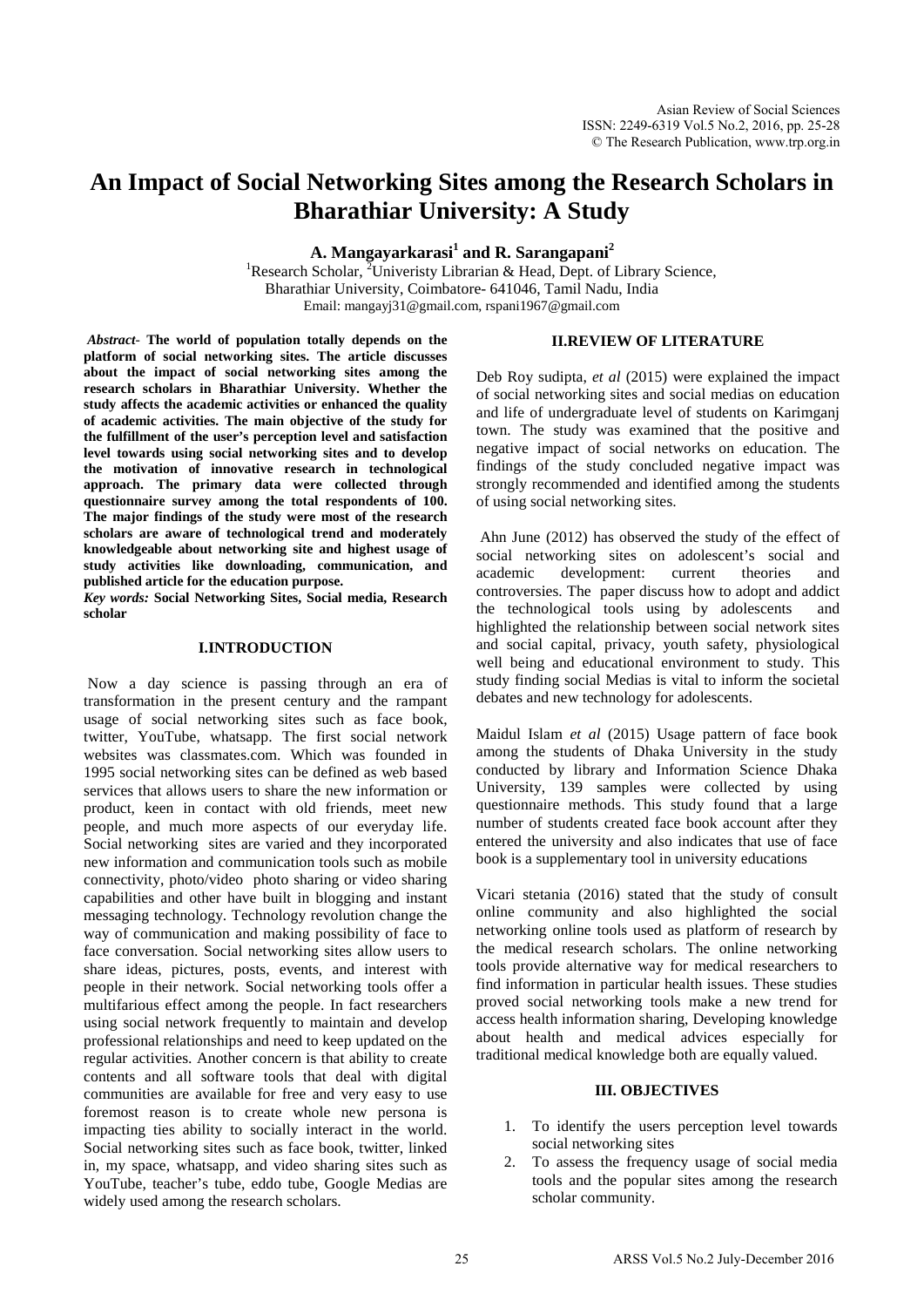# An Impact of Social Networking Sites among the Research Scholars in Bharathiar University: A Study

**A. Mangayarkarasi[1] and R. Sarangapani[2]**

[1]Research Scholar, [2]Univeristy Librarian & Head, Dept. of Library Science, Bharathiar University, Coimbatore- 641046, Tamil Nadu, India

Email: mangayj31@gmail.com, rspani1967@gmail.com

*Abstract-* **The world of population totally depends on the platform of social networking sites. The article discusses about the impact of social networking sites among the research scholars in Bharathiar University. Whether the study affects the academic activities or enhanced the quality of academic activities. The main objective of the study for the fulfillment of the user's perception level and satisfaction level towards using social networking sites and to develop the motivation of innovative research in technological approach. The primary data were collected through questionnaire survey among the total respondents of 100. The major findings of the study were most of the research scholars are aware of technological trend and moderately knowledgeable about networking site and highest usage of study activities like downloading, communication, and published article for the education purpose.**

***Key words:*** **Social Networking Sites, Social media, Research scholar**

## I.INTRODUCTION

Now a day science is passing through an era of transformation in the present century and the rampant usage of social networking sites such as face book, twitter, YouTube, whatsapp. The first social network websites was classmates.com. Which was founded in 1995 social networking sites can be defined as web based services that allows users to share the new information or product, keen in contact with old friends, meet new people, and much more aspects of our everyday life. Social networking sites are varied and they incorporated new information and communication tools such as mobile connectivity, photo/video photo sharing or video sharing capabilities and other have built in blogging and instant messaging technology. Technology revolution change the way of communication and making possibility of face to face conversation. Social networking sites allow users to share ideas, pictures, posts, events, and interest with people in their network. Social networking tools offer a multifarious effect among the people. In fact researchers using social network frequently to maintain and develop professional relationships and need to keep updated on the regular activities. Another concern is that ability to create contents and all software tools that deal with digital communities are available for free and very easy to use foremost reason is to create whole new persona is impacting ties ability to socially interact in the world. Social networking sites such as face book, twitter, linked in, my space, whatsapp, and video sharing sites such as YouTube, teacher's tube, eddo tube, Google Medias are widely used among the research scholars.

## II.REVIEW OF LITERATURE

Deb Roy sudipta, *et al* (2015) were explained the impact of social networking sites and social medias on education and life of undergraduate level of students on Karimganj town. The study was examined that the positive and negative impact of social networks on education. The findings of the study concluded negative impact was strongly recommended and identified among the students of using social networking sites.

Ahn June (2012) has observed the study of the effect of social networking sites on adolescent's social and academic development: current theories and controversies. The paper discuss how to adopt and addict the technological tools using by adolescents and highlighted the relationship between social network sites and social capital, privacy, youth safety, physiological well being and educational environment to study. This study finding social Medias is vital to inform the societal debates and new technology for adolescents.

Maidul Islam *et al* (2015) Usage pattern of face book among the students of Dhaka University in the study conducted by library and Information Science Dhaka University, 139 samples were collected by using questionnaire methods. This study found that a large number of students created face book account after they entered the university and also indicates that use of face book is a supplementary tool in university educations

Vicari stetania (2016) stated that the study of consult online community and also highlighted the social networking online tools used as platform of research by the medical research scholars. The online networking tools provide alternative way for medical researchers to find information in particular health issues. These studies proved social networking tools make a new trend for access health information sharing, Developing knowledge about health and medical advices especially for traditional medical knowledge both are equally valued.

## III. OBJECTIVES

1. To identify the users perception level towards social networking sites
2. To assess the frequency usage of social media tools and the popular sites among the research scholar community.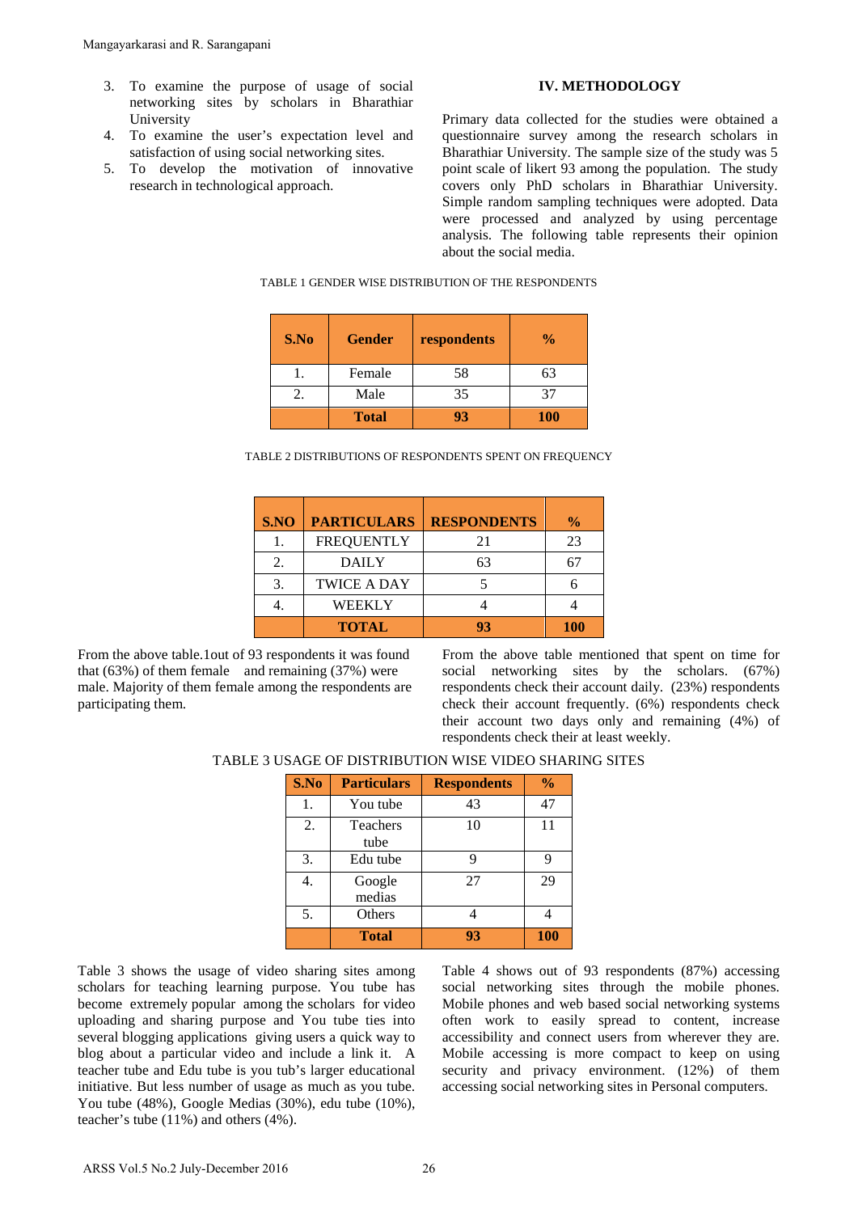3. To examine the purpose of usage of social networking sites by scholars in Bharathiar University
4. To examine the user's expectation level and satisfaction of using social networking sites.
5. To develop the motivation of innovative research in technological approach.

## IV. METHODOLOGY

Primary data collected for the studies were obtained a questionnaire survey among the research scholars in Bharathiar University. The sample size of the study was 5 point scale of likert 93 among the population. The study covers only PhD scholars in Bharathiar University. Simple random sampling techniques were adopted. Data were processed and analyzed by using percentage analysis. The following table represents their opinion about the social media.

TABLE 1 GENDER WISE DISTRIBUTION OF THE RESPONDENTS

| S.No | Gender | respondents | % |
|---|---|---|---|
| 1. | Female | 58 | 63 |
| 2. | Male | 35 | 37 |
| | **Total** | **93** | **100** |

TABLE 2 DISTRIBUTIONS OF RESPONDENTS SPENT ON FREQUENCY

| S.NO | PARTICULARS | RESPONDENTS | % |
|---|---|---|---|
| 1. | FREQUENTLY | 21 | 23 |
| 2. | DAILY | 63 | 67 |
| 3. | TWICE A DAY | 5 | 6 |
| 4. | WEEKLY | 4 | 4 |
| | **TOTAL** | **93** | **100** |

From the above table.1out of 93 respondents it was found that (63%) of them female and remaining (37%) were male. Majority of them female among the respondents are participating them.

From the above table mentioned that spent on time for social networking sites by the scholars. (67%) respondents check their account daily. (23%) respondents check their account frequently. (6%) respondents check their account two days only and remaining (4%) of respondents check their at least weekly.

TABLE 3 USAGE OF DISTRIBUTION WISE VIDEO SHARING SITES

| S.No | Particulars | Respondents | % |
|---|---|---|---|
| 1. | You tube | 43 | 47 |
| 2. | Teachers tube | 10 | 11 |
| 3. | Edu tube | 9 | 9 |
| 4. | Google medias | 27 | 29 |
| 5. | Others | 4 | 4 |
| | **Total** | **93** | **100** |

Table 3 shows the usage of video sharing sites among scholars for teaching learning purpose. You tube has become extremely popular among the scholars for video uploading and sharing purpose and You tube ties into several blogging applications giving users a quick way to blog about a particular video and include a link it. A teacher tube and Edu tube is you tub's larger educational initiative. But less number of usage as much as you tube. You tube (48%), Google Medias (30%), edu tube (10%), teacher's tube (11%) and others (4%).

Table 4 shows out of 93 respondents (87%) accessing social networking sites through the mobile phones. Mobile phones and web based social networking systems often work to easily spread to content, increase accessibility and connect users from wherever they are. Mobile accessing is more compact to keep on using security and privacy environment. (12%) of them accessing social networking sites in Personal computers.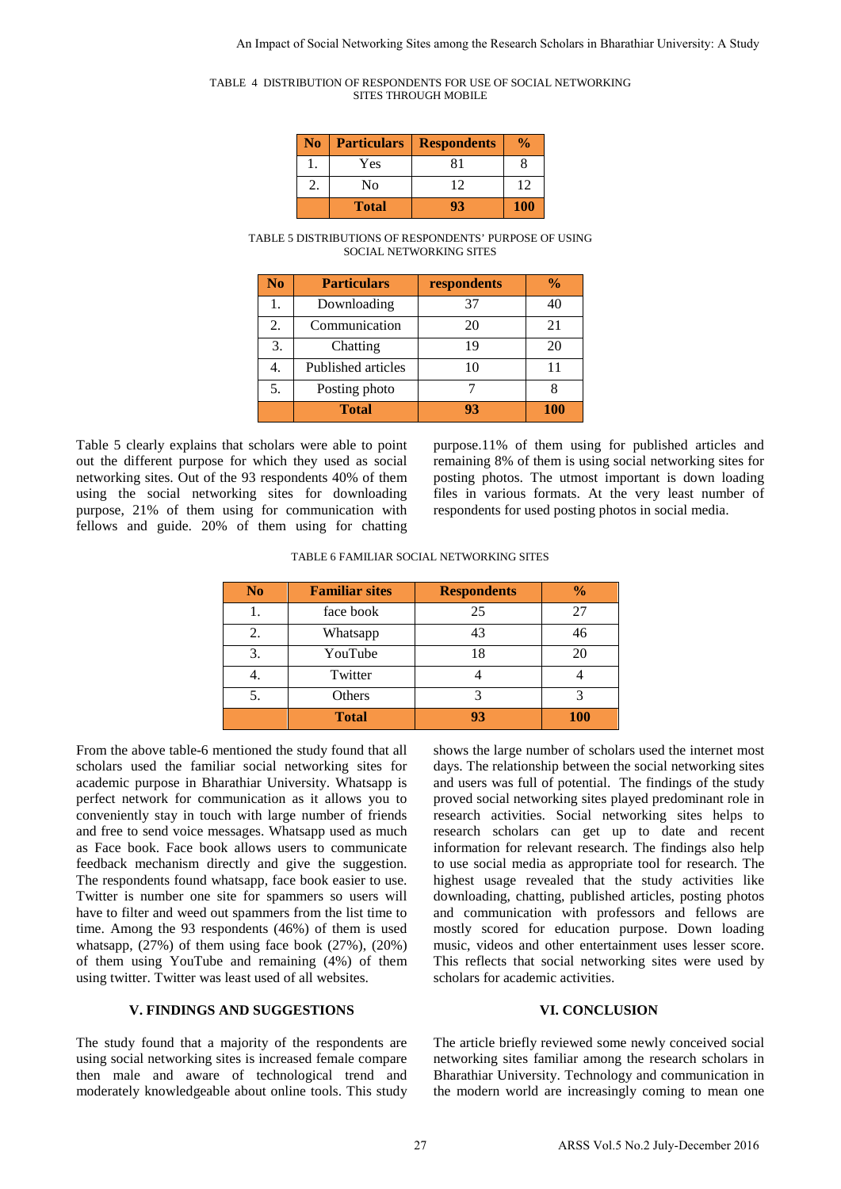TABLE 4 DISTRIBUTION OF RESPONDENTS FOR USE OF SOCIAL NETWORKING SITES THROUGH MOBILE

| No | Particulars | Respondents | % |
|---|---|---|---|
| 1. | Yes | 81 | 8 |
| 2. | No | 12 | 12 |
| | **Total** | **93** | **100** |

TABLE 5 DISTRIBUTIONS OF RESPONDENTS' PURPOSE OF USING SOCIAL NETWORKING SITES

| No | Particulars | respondents | % |
|---|---|---|---|
| 1. | Downloading | 37 | 40 |
| 2. | Communication | 20 | 21 |
| 3. | Chatting | 19 | 20 |
| 4. | Published articles | 10 | 11 |
| 5. | Posting photo | 7 | 8 |
| | **Total** | **93** | **100** |

Table 5 clearly explains that scholars were able to point out the different purpose for which they used as social networking sites. Out of the 93 respondents 40% of them using the social networking sites for downloading purpose, 21% of them using for communication with fellows and guide. 20% of them using for chatting purpose.11% of them using for published articles and remaining 8% of them is using social networking sites for posting photos. The utmost important is down loading files in various formats. At the very least number of respondents for used posting photos in social media.

TABLE 6 FAMILIAR SOCIAL NETWORKING SITES

| No | Familiar sites | Respondents | % |
|---|---|---|---|
| 1. | face book | 25 | 27 |
| 2. | Whatsapp | 43 | 46 |
| 3. | YouTube | 18 | 20 |
| 4. | Twitter | 4 | 4 |
| 5. | Others | 3 | 3 |
| | **Total** | **93** | **100** |

From the above table-6 mentioned the study found that all scholars used the familiar social networking sites for academic purpose in Bharathiar University. Whatsapp is perfect network for communication as it allows you to conveniently stay in touch with large number of friends and free to send voice messages. Whatsapp used as much as Face book. Face book allows users to communicate feedback mechanism directly and give the suggestion. The respondents found whatsapp, face book easier to use. Twitter is number one site for spammers so users will have to filter and weed out spammers from the list time to time. Among the 93 respondents (46%) of them is used whatsapp, (27%) of them using face book (27%), (20%) of them using YouTube and remaining (4%) of them using twitter. Twitter was least used of all websites.

## V. FINDINGS AND SUGGESTIONS

The study found that a majority of the respondents are using social networking sites is increased female compare then male and aware of technological trend and moderately knowledgeable about online tools. This study shows the large number of scholars used the internet most days. The relationship between the social networking sites and users was full of potential. The findings of the study proved social networking sites played predominant role in research activities. Social networking sites helps to research scholars can get up to date and recent information for relevant research. The findings also help to use social media as appropriate tool for research. The highest usage revealed that the study activities like downloading, chatting, published articles, posting photos and communication with professors and fellows are mostly scored for education purpose. Down loading music, videos and other entertainment uses lesser score. This reflects that social networking sites were used by scholars for academic activities.

## VI. CONCLUSION

The article briefly reviewed some newly conceived social networking sites familiar among the research scholars in Bharathiar University. Technology and communication in the modern world are increasingly coming to mean one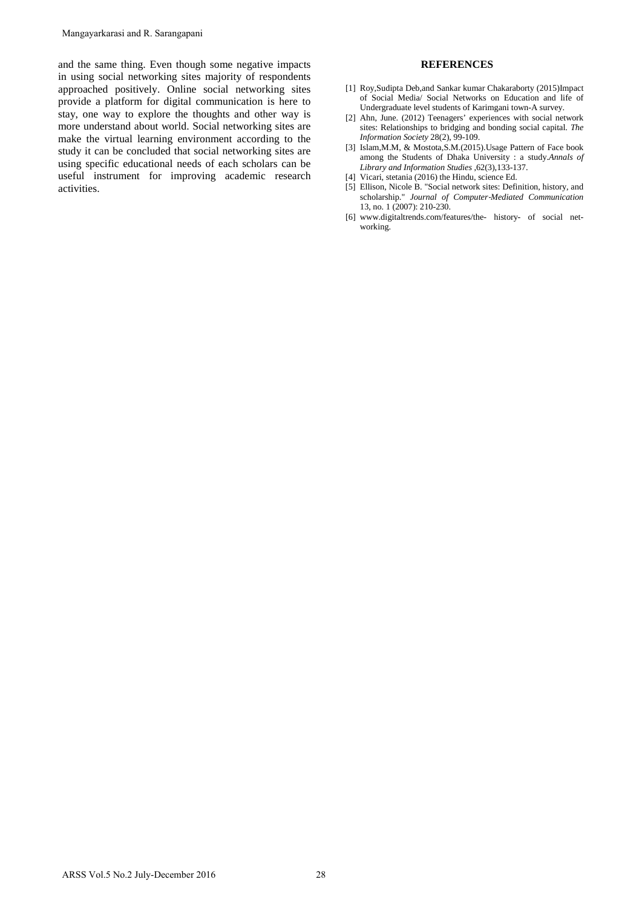and the same thing. Even though some negative impacts in using social networking sites majority of respondents approached positively. Online social networking sites provide a platform for digital communication is here to stay, one way to explore the thoughts and other way is more understand about world. Social networking sites are make the virtual learning environment according to the study it can be concluded that social networking sites are using specific educational needs of each scholars can be useful instrument for improving academic research activities.

## REFERENCES

[1] Roy,Sudipta Deb,and Sankar kumar Chakaraborty (2015)Impact of Social Media/ Social Networks on Education and life of Undergraduate level students of Karimgani town-A survey.

[2] Ahn, June. (2012) Teenagers' experiences with social network sites: Relationships to bridging and bonding social capital. *The Information Society* 28(2), 99-109.

[3] Islam,M.M, & Mostota,S.M.(2015).Usage Pattern of Face book among the Students of Dhaka University : a study.*Annals of Library and Information Studies* ,62(3),133-137.

[4] Vicari, stetania (2016) the Hindu, science Ed.

[5] Ellison, Nicole B. "Social network sites: Definition, history, and scholarship." *Journal of Computer-Mediated Communication* 13, no. 1 (2007): 210-230.

[6] www.digitaltrends.com/features/the- history- of social net-working.